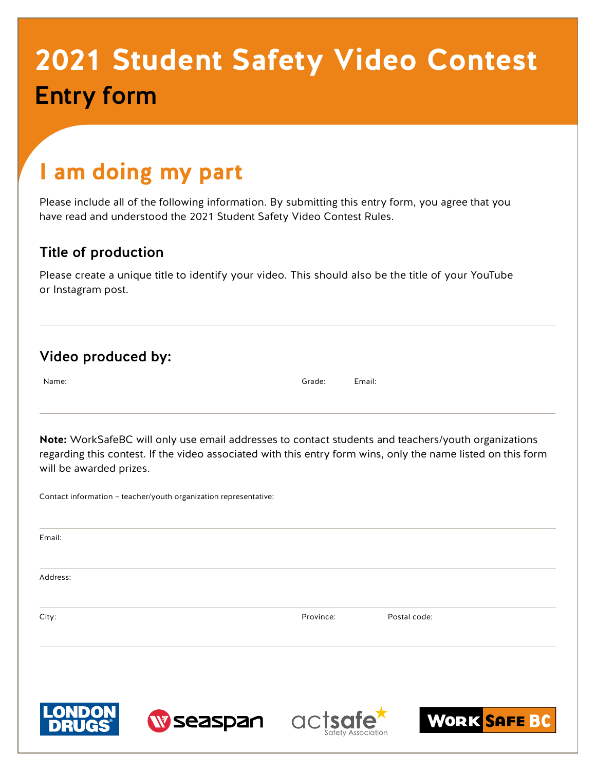# 2021 Student Safety Video Contest

## Entry form

## I am doing my part

Please include all of the following information. By submitting this entry form, you agree that you have read and understood the 2021 Student Safety Video Contest Rules.

### Title of production

Please create a unique title to identify your video. This should also be the title of your YouTube or Instagram post.

---

### Video produced by:

Name: Grade: Email:

---

**Note:** WorkSafeBC will only use email addresses to contact students and teachers/youth organizations regarding this contest. If the video associated with this entry form wins, only the name listed on this form will be awarded prizes.

Contact information – teacher/youth organization representative:

---

Email:

---

Address:

---

City: Province: Postal code:

---

LONDON DRUGS · seaspan · actsafe Safety Association · WORKSAFEBC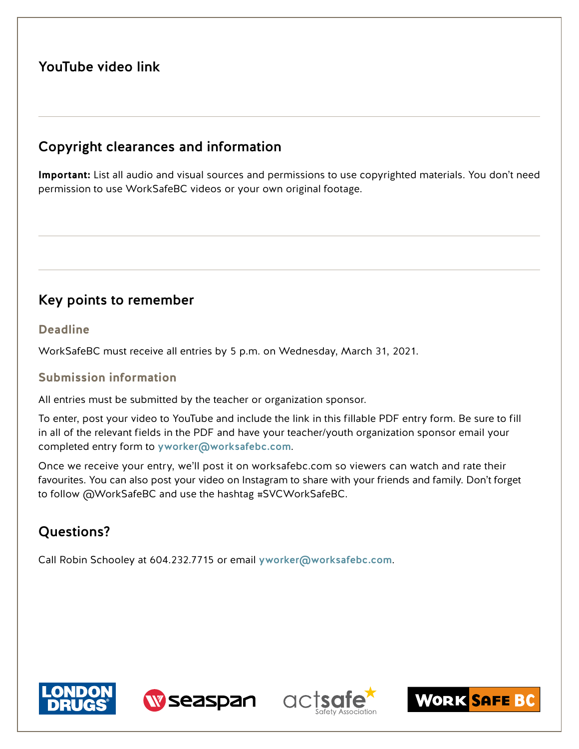## YouTube video link

## Copyright clearances and information

**Important:** List all audio and visual sources and permissions to use copyrighted materials. You don't need permission to use WorkSafeBC videos or your own original footage.

## Key points to remember

### Deadline

WorkSafeBC must receive all entries by 5 p.m. on Wednesday, March 31, 2021.

### Submission information

All entries must be submitted by the teacher or organization sponsor.

To enter, post your video to YouTube and include the link in this fillable PDF entry form. Be sure to fill in all of the relevant fields in the PDF and have your teacher/youth organization sponsor email your completed entry form to **yworker@worksafebc.com**.

Once we receive your entry, we'll post it on worksafebc.com so viewers can watch and rate their favourites. You can also post your video on Instagram to share with your friends and family. Don't forget to follow @WorkSafeBC and use the hashtag #SVCWorkSafeBC.

## Questions?

Call Robin Schooley at 604.232.7715 or email **yworker@worksafebc.com**.

LONDON DRUGS

seaspan

actsafe Safety Association

WORK SAFE BC